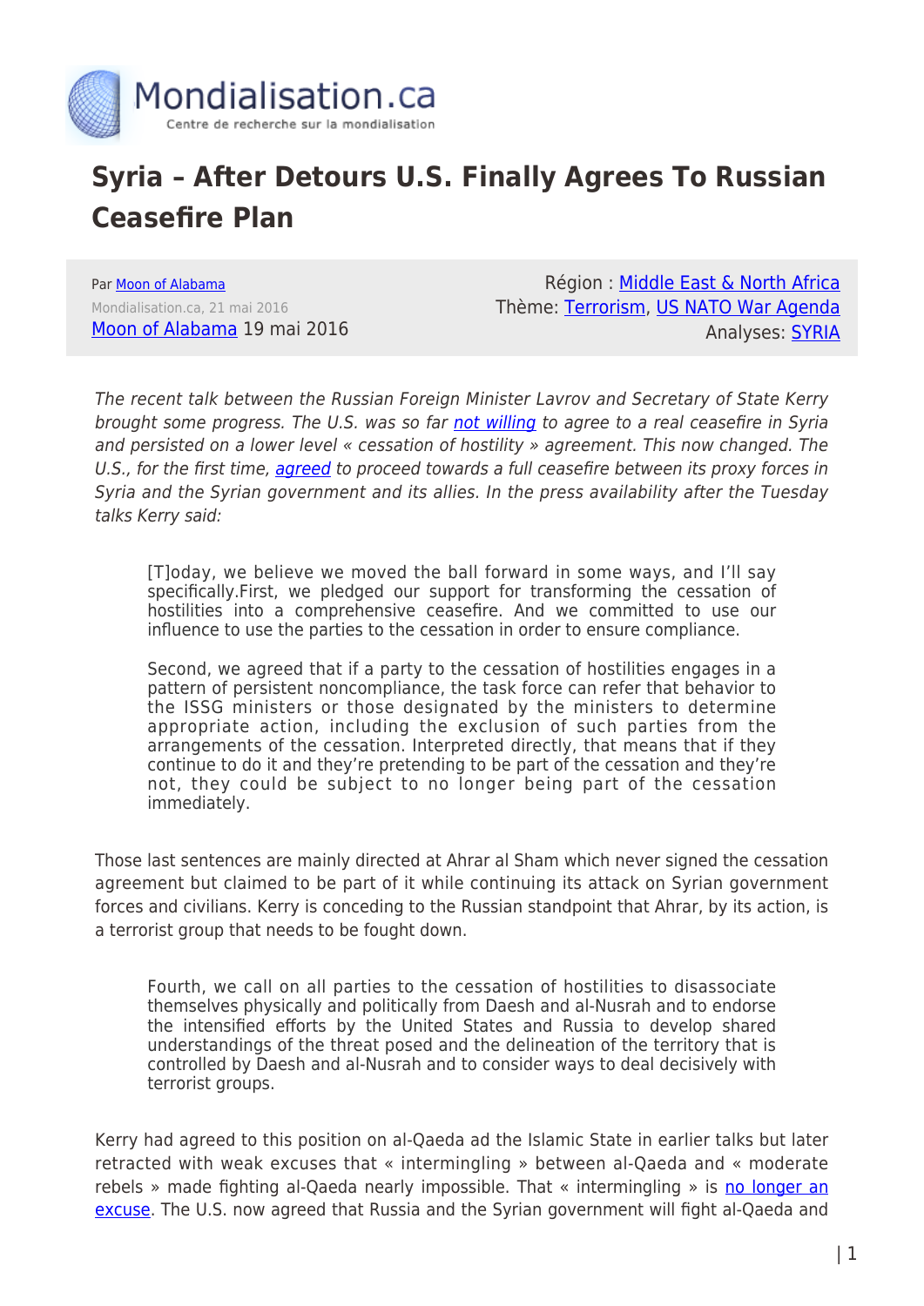# Syria – After Detours U.S. Finally Agrees To Russian Ceasefire Plan

Par Moon of Alabama
Mondialisation.ca, 21 mai 2016
Moon of Alabama 19 mai 2016

Région : Middle East & North Africa
Thème: Terrorism, US NATO War Agenda
Analyses: SYRIA

*The recent talk between the Russian Foreign Minister Lavrov and Secretary of State Kerry brought some progress. The U.S. was so far not willing to agree to a real ceasefire in Syria and persisted on a lower level « cessation of hostility » agreement. This now changed. The U.S., for the first time, agreed to proceed towards a full ceasefire between its proxy forces in Syria and the Syrian government and its allies. In the press availability after the Tuesday talks Kerry said:*

> [T]oday, we believe we moved the ball forward in some ways, and I'll say specifically.First, we pledged our support for transforming the cessation of hostilities into a comprehensive ceasefire. And we committed to use our influence to use the parties to the cessation in order to ensure compliance.
>
> Second, we agreed that if a party to the cessation of hostilities engages in a pattern of persistent noncompliance, the task force can refer that behavior to the ISSG ministers or those designated by the ministers to determine appropriate action, including the exclusion of such parties from the arrangements of the cessation. Interpreted directly, that means that if they continue to do it and they're pretending to be part of the cessation and they're not, they could be subject to no longer being part of the cessation immediately.

Those last sentences are mainly directed at Ahrar al Sham which never signed the cessation agreement but claimed to be part of it while continuing its attack on Syrian government forces and civilians. Kerry is conceding to the Russian standpoint that Ahrar, by its action, is a terrorist group that needs to be fought down.

> Fourth, we call on all parties to the cessation of hostilities to disassociate themselves physically and politically from Daesh and al-Nusrah and to endorse the intensified efforts by the United States and Russia to develop shared understandings of the threat posed and the delineation of the territory that is controlled by Daesh and al-Nusrah and to consider ways to deal decisively with terrorist groups.

Kerry had agreed to this position on al-Qaeda ad the Islamic State in earlier talks but later retracted with weak excuses that « intermingling » between al-Qaeda and « moderate rebels » made fighting al-Qaeda nearly impossible. That « intermingling » is no longer an excuse. The U.S. now agreed that Russia and the Syrian government will fight al-Qaeda and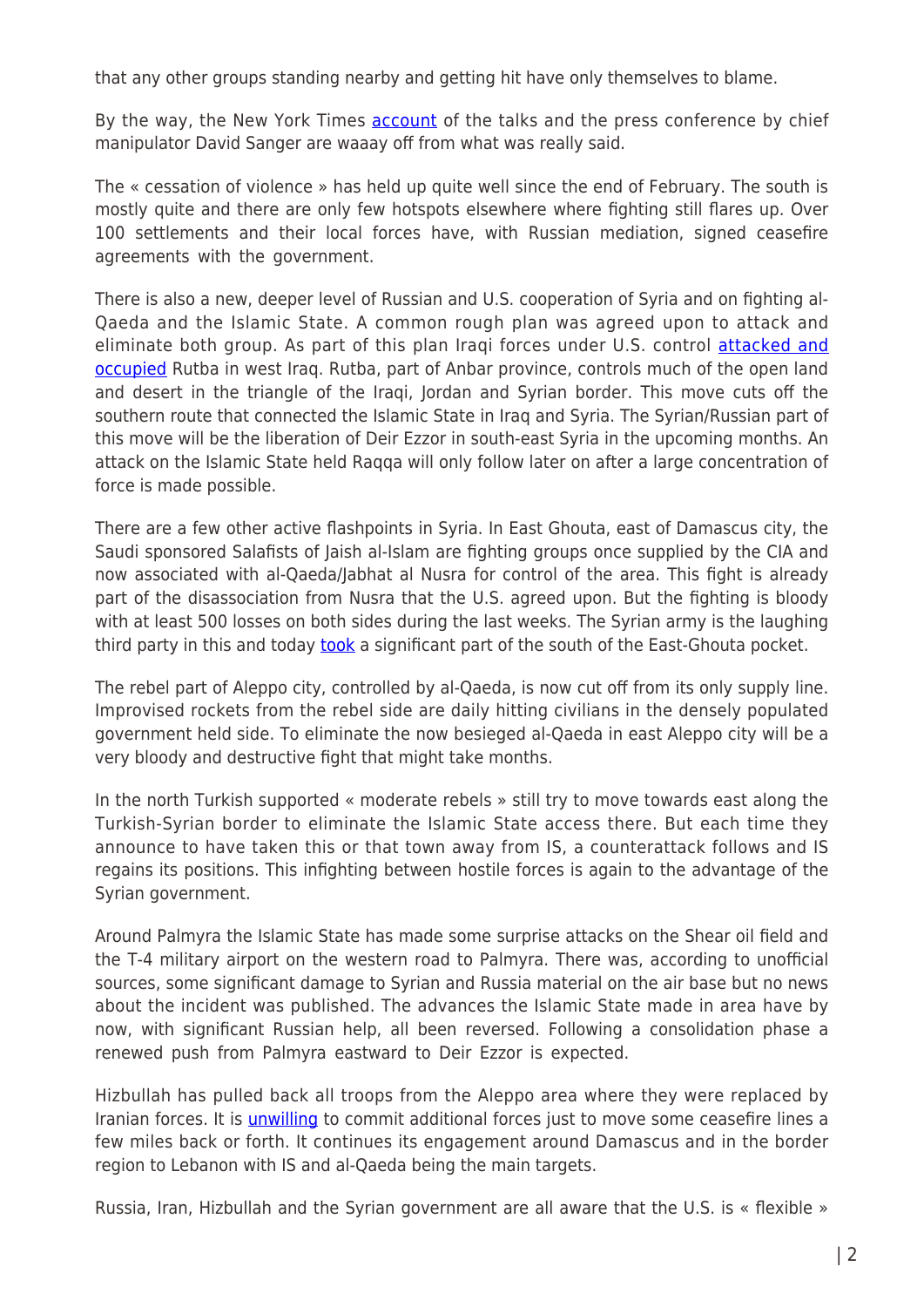that any other groups standing nearby and getting hit have only themselves to blame.

By the way, the New York Times account of the talks and the press conference by chief manipulator David Sanger are waaay off from what was really said.

The « cessation of violence » has held up quite well since the end of February. The south is mostly quite and there are only few hotspots elsewhere where fighting still flares up. Over 100 settlements and their local forces have, with Russian mediation, signed ceasefire agreements with the government.

There is also a new, deeper level of Russian and U.S. cooperation of Syria and on fighting al-Qaeda and the Islamic State. A common rough plan was agreed upon to attack and eliminate both group. As part of this plan Iraqi forces under U.S. control attacked and occupied Rutba in west Iraq. Rutba, part of Anbar province, controls much of the open land and desert in the triangle of the Iraqi, Jordan and Syrian border. This move cuts off the southern route that connected the Islamic State in Iraq and Syria. The Syrian/Russian part of this move will be the liberation of Deir Ezzor in south-east Syria in the upcoming months. An attack on the Islamic State held Raqqa will only follow later on after a large concentration of force is made possible.

There are a few other active flashpoints in Syria. In East Ghouta, east of Damascus city, the Saudi sponsored Salafists of Jaish al-Islam are fighting groups once supplied by the CIA and now associated with al-Qaeda/Jabhat al Nusra for control of the area. This fight is already part of the disassociation from Nusra that the U.S. agreed upon. But the fighting is bloody with at least 500 losses on both sides during the last weeks. The Syrian army is the laughing third party in this and today took a significant part of the south of the East-Ghouta pocket.

The rebel part of Aleppo city, controlled by al-Qaeda, is now cut off from its only supply line. Improvised rockets from the rebel side are daily hitting civilians in the densely populated government held side. To eliminate the now besieged al-Qaeda in east Aleppo city will be a very bloody and destructive fight that might take months.

In the north Turkish supported « moderate rebels » still try to move towards east along the Turkish-Syrian border to eliminate the Islamic State access there. But each time they announce to have taken this or that town away from IS, a counterattack follows and IS regains its positions. This infighting between hostile forces is again to the advantage of the Syrian government.

Around Palmyra the Islamic State has made some surprise attacks on the Shear oil field and the T-4 military airport on the western road to Palmyra. There was, according to unofficial sources, some significant damage to Syrian and Russia material on the air base but no news about the incident was published. The advances the Islamic State made in area have by now, with significant Russian help, all been reversed. Following a consolidation phase a renewed push from Palmyra eastward to Deir Ezzor is expected.

Hizbullah has pulled back all troops from the Aleppo area where they were replaced by Iranian forces. It is unwilling to commit additional forces just to move some ceasefire lines a few miles back or forth. It continues its engagement around Damascus and in the border region to Lebanon with IS and al-Qaeda being the main targets.

Russia, Iran, Hizbullah and the Syrian government are all aware that the U.S. is « flexible »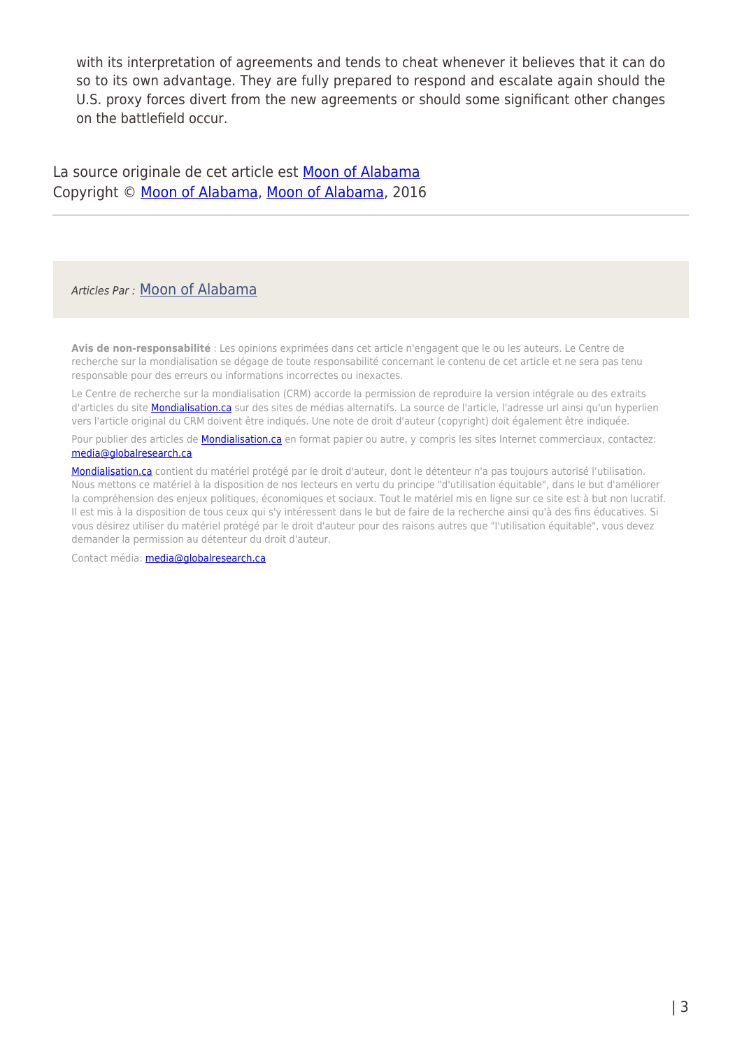with its interpretation of agreements and tends to cheat whenever it believes that it can do so to its own advantage. They are fully prepared to respond and escalate again should the U.S. proxy forces divert from the new agreements or should some significant other changes on the battlefield occur.

La source originale de cet article est Moon of Alabama
Copyright © Moon of Alabama, Moon of Alabama, 2016

---

*Articles Par :* Moon of Alabama

**Avis de non-responsabilité** : Les opinions exprimées dans cet article n'engagent que le ou les auteurs. Le Centre de recherche sur la mondialisation se dégage de toute responsabilité concernant le contenu de cet article et ne sera pas tenu responsable pour des erreurs ou informations incorrectes ou inexactes.

Le Centre de recherche sur la mondialisation (CRM) accorde la permission de reproduire la version intégrale ou des extraits d'articles du site Mondialisation.ca sur des sites de médias alternatifs. La source de l'article, l'adresse url ainsi qu'un hyperlien vers l'article original du CRM doivent être indiqués. Une note de droit d'auteur (copyright) doit également être indiquée.

Pour publier des articles de Mondialisation.ca en format papier ou autre, y compris les sites Internet commerciaux, contactez: media@globalresearch.ca

Mondialisation.ca contient du matériel protégé par le droit d'auteur, dont le détenteur n'a pas toujours autorisé l'utilisation. Nous mettons ce matériel à la disposition de nos lecteurs en vertu du principe "d'utilisation équitable", dans le but d'améliorer la compréhension des enjeux politiques, économiques et sociaux. Tout le matériel mis en ligne sur ce site est à but non lucratif. Il est mis à la disposition de tous ceux qui s'y intéressent dans le but de faire de la recherche ainsi qu'à des fins éducatives. Si vous désirez utiliser du matériel protégé par le droit d'auteur pour des raisons autres que "l'utilisation équitable", vous devez demander la permission au détenteur du droit d'auteur.

Contact média: media@globalresearch.ca